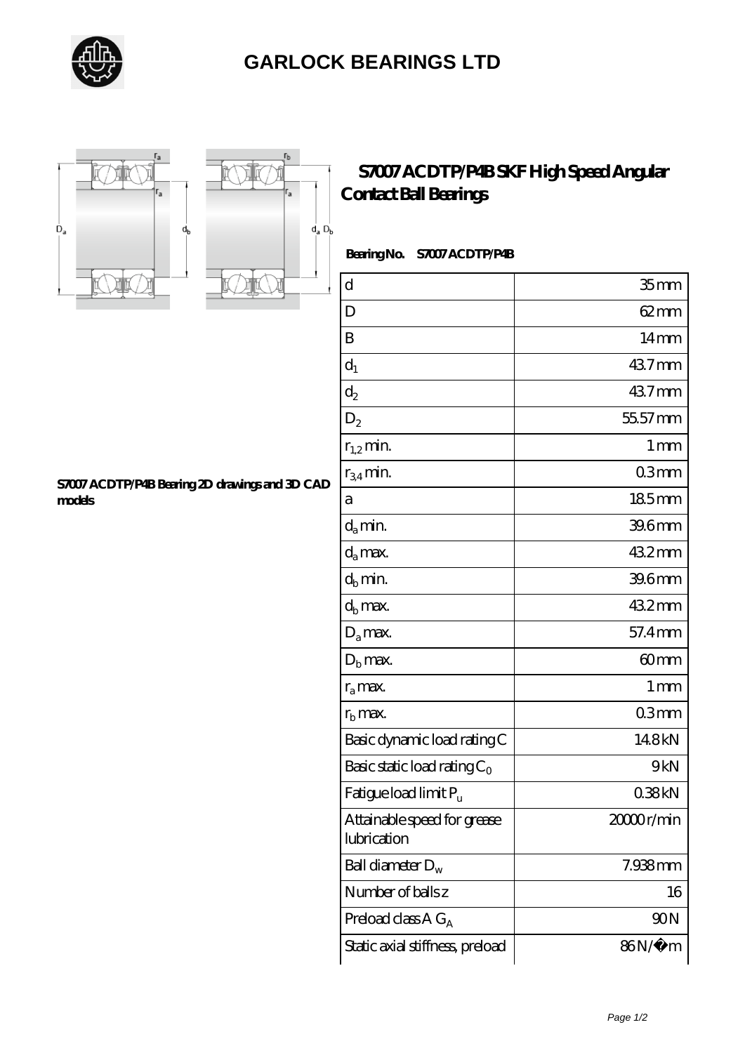# GARLOCK BEARINGS LTD

## S7007 ACDTP/P4B SKF High Speed Angular Contact Ball Bearings

S7007 ACDTP/P4B Bearing 2D drawings and 3D CAD models

**Bearing No. S7007 ACDTP/P4B**

| | |
|---|---|
| d | 35 mm |
| D | 62 mm |
| B | 14 mm |
| $d_1$ | 43.7 mm |
| $d_2$ | 43.7 mm |
| $D_2$ | 55.57 mm |
| $r_{1,2}$ min. | 1 mm |
| $r_{3,4}$ min. | 0.3 mm |
| a | 18.5 mm |
| $d_a$ min. | 39.6 mm |
| $d_a$ max. | 43.2 mm |
| $d_b$ min. | 39.6 mm |
| $d_b$ max. | 43.2 mm |
| $D_a$ max. | 57.4 mm |
| $D_b$ max. | 60 mm |
| $r_a$ max. | 1 mm |
| $r_b$ max. | 0.3 mm |
| Basic dynamic load rating C | 14.8 kN |
| Basic static load rating $C_0$ | 9 kN |
| Fatigue load limit $P_u$ | 0.38 kN |
| Attainable speed for grease lubrication | 20000 r/min |
| Ball diameter $D_w$ | 7.938 mm |
| Number of balls z | 16 |
| Preload class A $G_A$ | 90 N |
| Static axial stiffness, preload | 86 N/�m |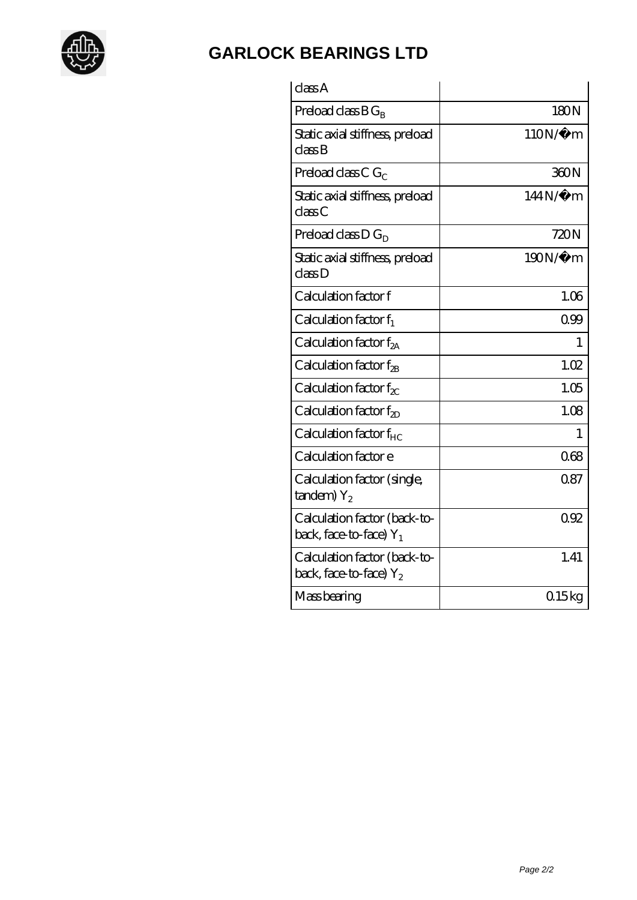| | |
|---|---|
| class A | |
| Preload class B $G_B$ | 180 N |
| Static axial stiffness, preload class B | 110 N/�m |
| Preload class C $G_C$ | 360 N |
| Static axial stiffness, preload class C | 144 N/�m |
| Preload class D $G_D$ | 720 N |
| Static axial stiffness, preload class D | 190 N/�m |
| Calculation factor f | 1.06 |
| Calculation factor $f_1$ | 0.99 |
| Calculation factor $f_{2A}$ | 1 |
| Calculation factor $f_{2B}$ | 1.02 |
| Calculation factor $f_{2C}$ | 1.05 |
| Calculation factor $f_{2D}$ | 1.08 |
| Calculation factor $f_{HC}$ | 1 |
| Calculation factor e | 0.68 |
| Calculation factor (single, tandem) $Y_2$ | 0.87 |
| Calculation factor (back-to-back, face-to-face) $Y_1$ | 0.92 |
| Calculation factor (back-to-back, face-to-face) $Y_2$ | 1.41 |
| Mass bearing | 0.15 kg |